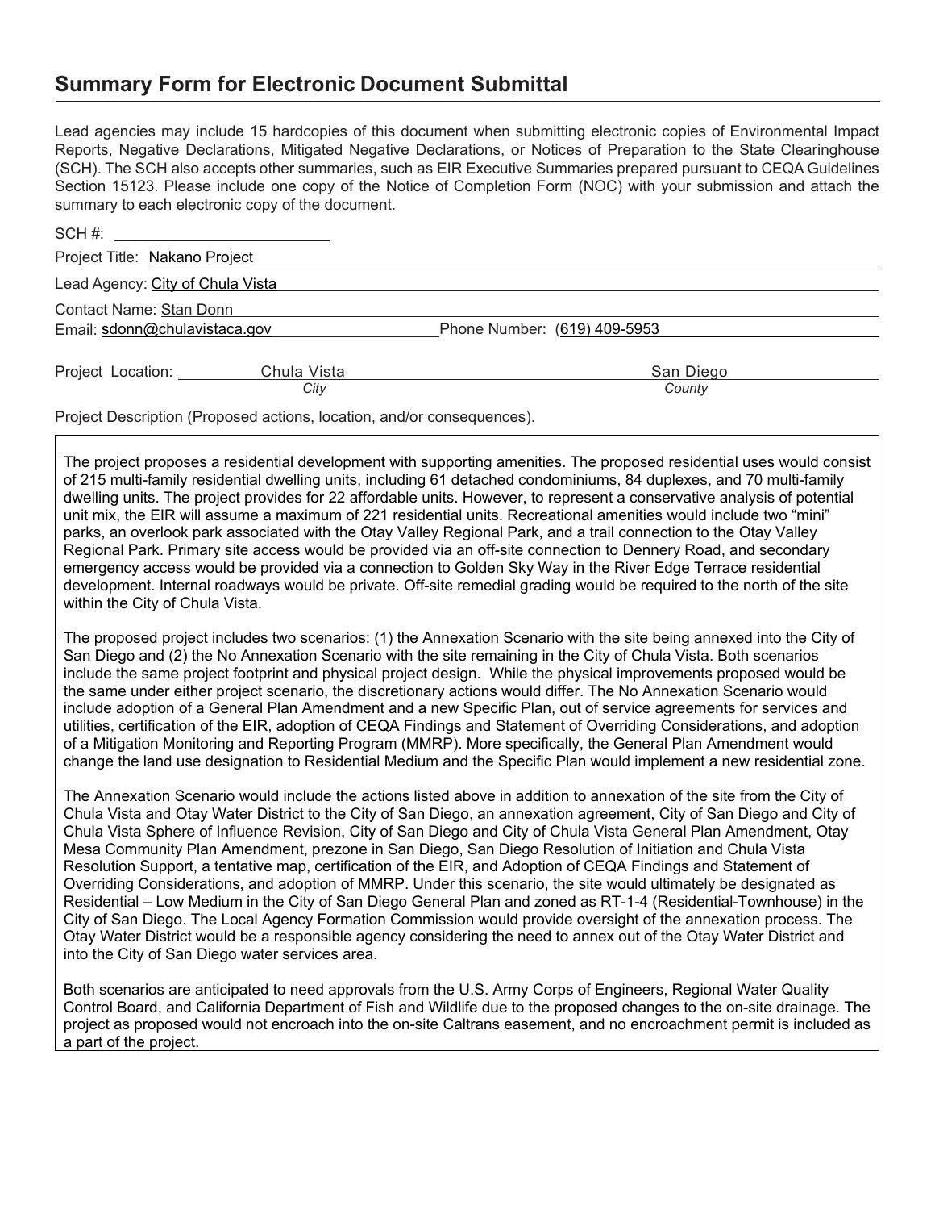## Summary Form for Electronic Document Submittal

Lead agencies may include 15 hardcopies of this document when submitting electronic copies of Environmental Impact Reports, Negative Declarations, Mitigated Negative Declarations, or Notices of Preparation to the State Clearinghouse (SCH). The SCH also accepts other summaries, such as EIR Executive Summaries prepared pursuant to CEQA Guidelines Section 15123. Please include one copy of the Notice of Completion Form (NOC) with your submission and attach the summary to each electronic copy of the document.

SCH #: ____________________

Project Title: Nakano Project

Lead Agency: City of Chula Vista

Contact Name: Stan Donn

Email: sdonn@chulavistaca.gov  Phone Number: (619) 409-5953

Project Location: Chula Vista (*City*)  San Diego (*County*)

Project Description (Proposed actions, location, and/or consequences).

The project proposes a residential development with supporting amenities. The proposed residential uses would consist of 215 multi-family residential dwelling units, including 61 detached condominiums, 84 duplexes, and 70 multi-family dwelling units. The project provides for 22 affordable units. However, to represent a conservative analysis of potential unit mix, the EIR will assume a maximum of 221 residential units. Recreational amenities would include two "mini" parks, an overlook park associated with the Otay Valley Regional Park, and a trail connection to the Otay Valley Regional Park. Primary site access would be provided via an off-site connection to Dennery Road, and secondary emergency access would be provided via a connection to Golden Sky Way in the River Edge Terrace residential development. Internal roadways would be private. Off-site remedial grading would be required to the north of the site within the City of Chula Vista.

The proposed project includes two scenarios: (1) the Annexation Scenario with the site being annexed into the City of San Diego and (2) the No Annexation Scenario with the site remaining in the City of Chula Vista. Both scenarios include the same project footprint and physical project design. While the physical improvements proposed would be the same under either project scenario, the discretionary actions would differ. The No Annexation Scenario would include adoption of a General Plan Amendment and a new Specific Plan, out of service agreements for services and utilities, certification of the EIR, adoption of CEQA Findings and Statement of Overriding Considerations, and adoption of a Mitigation Monitoring and Reporting Program (MMRP). More specifically, the General Plan Amendment would change the land use designation to Residential Medium and the Specific Plan would implement a new residential zone.

The Annexation Scenario would include the actions listed above in addition to annexation of the site from the City of Chula Vista and Otay Water District to the City of San Diego, an annexation agreement, City of San Diego and City of Chula Vista Sphere of Influence Revision, City of San Diego and City of Chula Vista General Plan Amendment, Otay Mesa Community Plan Amendment, prezone in San Diego, San Diego Resolution of Initiation and Chula Vista Resolution Support, a tentative map, certification of the EIR, and Adoption of CEQA Findings and Statement of Overriding Considerations, and adoption of MMRP. Under this scenario, the site would ultimately be designated as Residential – Low Medium in the City of San Diego General Plan and zoned as RT-1-4 (Residential-Townhouse) in the City of San Diego. The Local Agency Formation Commission would provide oversight of the annexation process. The Otay Water District would be a responsible agency considering the need to annex out of the Otay Water District and into the City of San Diego water services area.

Both scenarios are anticipated to need approvals from the U.S. Army Corps of Engineers, Regional Water Quality Control Board, and California Department of Fish and Wildlife due to the proposed changes to the on-site drainage. The project as proposed would not encroach into the on-site Caltrans easement, and no encroachment permit is included as a part of the project.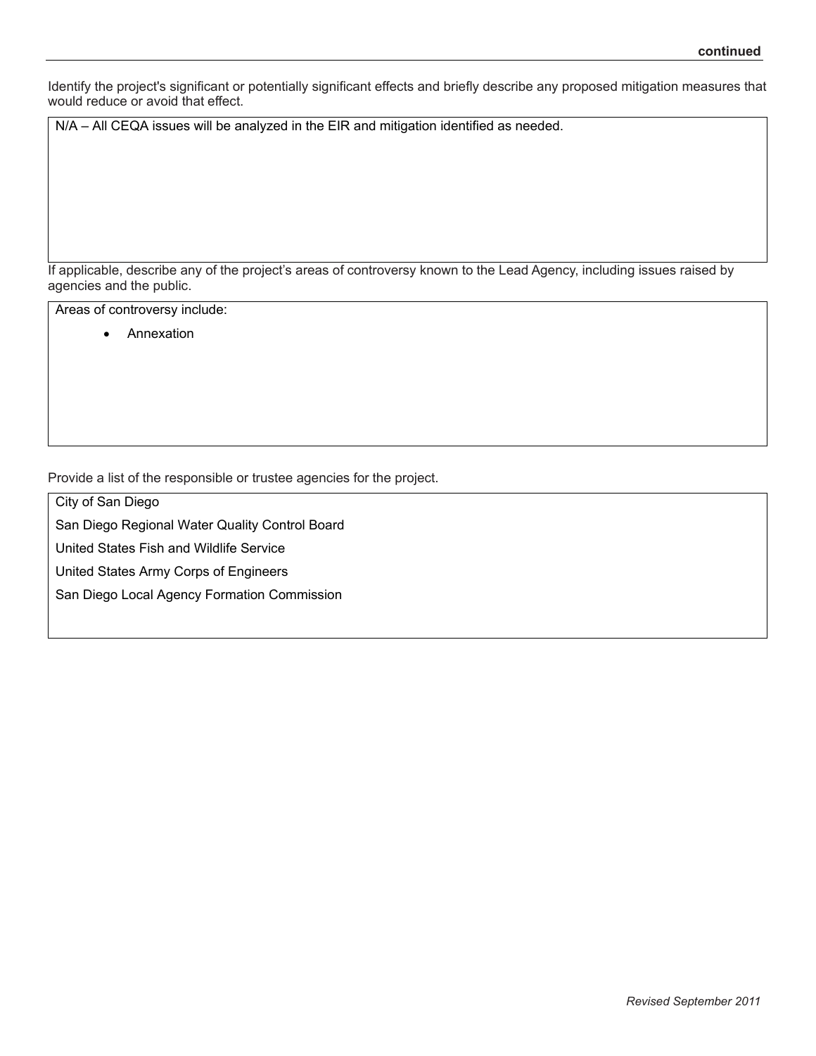Identify the project's significant or potentially significant effects and briefly describe any proposed mitigation measures that would reduce or avoid that effect.

N/A – All CEQA issues will be analyzed in the EIR and mitigation identified as needed.

If applicable, describe any of the project's areas of controversy known to the Lead Agency, including issues raised by agencies and the public.

Areas of controversy include:

- Annexation

Provide a list of the responsible or trustee agencies for the project.

City of San Diego

San Diego Regional Water Quality Control Board

United States Fish and Wildlife Service

United States Army Corps of Engineers

San Diego Local Agency Formation Commission